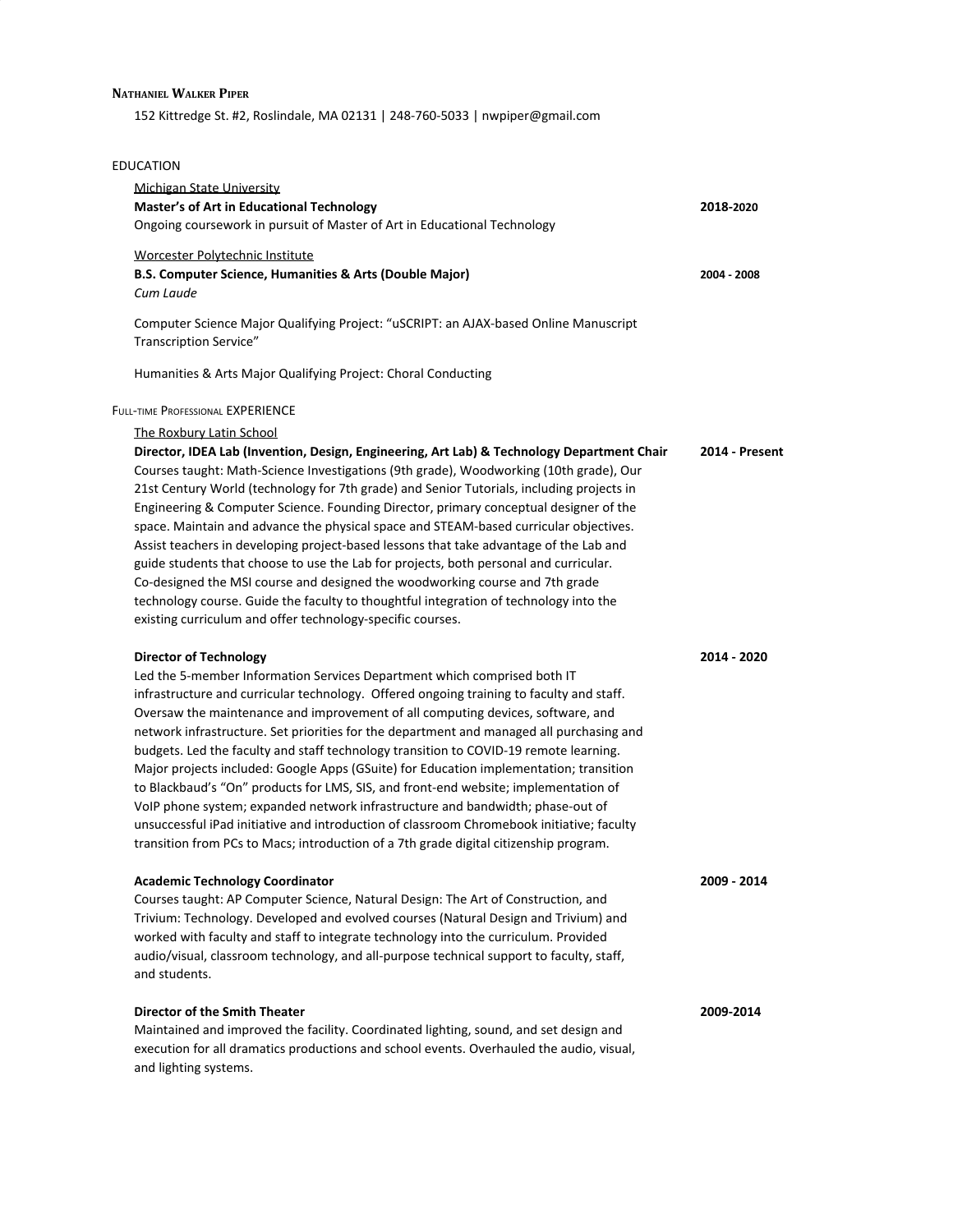# Nathaniel Walker Piper

152 Kittredge St. #2, Roslindale, MA 02131 | 248-760-5033 | nwpiper@gmail.com

## EDUCATION

Michigan State University
**Master's of Art in Educational Technology** — **2018-2020**
Ongoing coursework in pursuit of Master of Art in Educational Technology

Worcester Polytechnic Institute
**B.S. Computer Science, Humanities & Arts (Double Major)** — **2004 - 2008**
*Cum Laude*

Computer Science Major Qualifying Project: "uSCRIPT: an AJAX-based Online Manuscript Transcription Service"

Humanities & Arts Major Qualifying Project: Choral Conducting

## Full-time Professional EXPERIENCE

The Roxbury Latin School

**Director, IDEA Lab (Invention, Design, Engineering, Art Lab) & Technology Department Chair** — **2014 - Present**
Courses taught: Math-Science Investigations (9th grade), Woodworking (10th grade), Our 21st Century World (technology for 7th grade) and Senior Tutorials, including projects in Engineering & Computer Science. Founding Director, primary conceptual designer of the space. Maintain and advance the physical space and STEAM-based curricular objectives. Assist teachers in developing project-based lessons that take advantage of the Lab and guide students that choose to use the Lab for projects, both personal and curricular. Co-designed the MSI course and designed the woodworking course and 7th grade technology course. Guide the faculty to thoughtful integration of technology into the existing curriculum and offer technology-specific courses.

**Director of Technology** — **2014 - 2020**
Led the 5-member Information Services Department which comprised both IT infrastructure and curricular technology. Offered ongoing training to faculty and staff. Oversaw the maintenance and improvement of all computing devices, software, and network infrastructure. Set priorities for the department and managed all purchasing and budgets. Led the faculty and staff technology transition to COVID-19 remote learning. Major projects included: Google Apps (GSuite) for Education implementation; transition to Blackbaud's "On" products for LMS, SIS, and front-end website; implementation of VoIP phone system; expanded network infrastructure and bandwidth; phase-out of unsuccessful iPad initiative and introduction of classroom Chromebook initiative; faculty transition from PCs to Macs; introduction of a 7th grade digital citizenship program.

**Academic Technology Coordinator** — **2009 - 2014**
Courses taught: AP Computer Science, Natural Design: The Art of Construction, and Trivium: Technology. Developed and evolved courses (Natural Design and Trivium) and worked with faculty and staff to integrate technology into the curriculum. Provided audio/visual, classroom technology, and all-purpose technical support to faculty, staff, and students.

**Director of the Smith Theater** — **2009-2014**
Maintained and improved the facility. Coordinated lighting, sound, and set design and execution for all dramatics productions and school events. Overhauled the audio, visual, and lighting systems.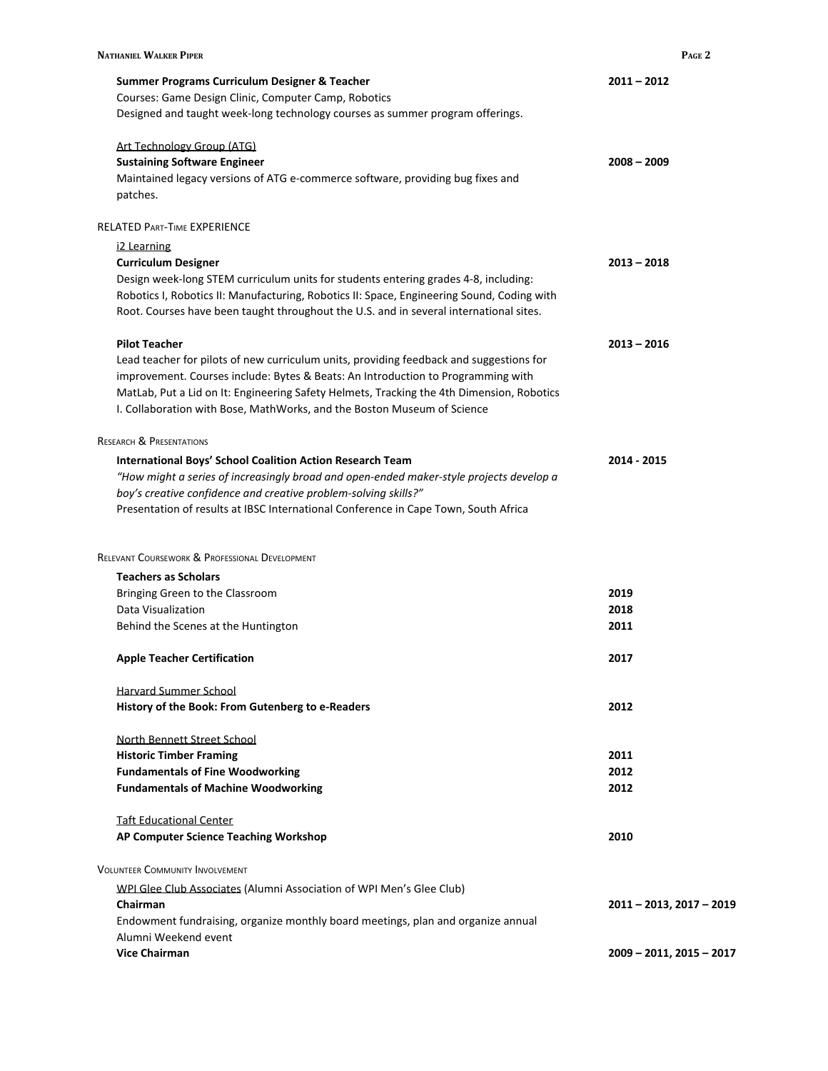**Summer Programs Curriculum Designer & Teacher** — **2011 – 2012**
Courses: Game Design Clinic, Computer Camp, Robotics
Designed and taught week-long technology courses as summer program offerings.

Art Technology Group (ATG)
**Sustaining Software Engineer** — **2008 – 2009**
Maintained legacy versions of ATG e-commerce software, providing bug fixes and patches.

## RELATED PART-TIME EXPERIENCE

i2 Learning
**Curriculum Designer** — **2013 – 2018**
Design week-long STEM curriculum units for students entering grades 4-8, including: Robotics I, Robotics II: Manufacturing, Robotics II: Space, Engineering Sound, Coding with Root. Courses have been taught throughout the U.S. and in several international sites.

**Pilot Teacher** — **2013 – 2016**
Lead teacher for pilots of new curriculum units, providing feedback and suggestions for improvement. Courses include: Bytes & Beats: An Introduction to Programming with MatLab, Put a Lid on It: Engineering Safety Helmets, Tracking the 4th Dimension, Robotics I. Collaboration with Bose, MathWorks, and the Boston Museum of Science

## RESEARCH & PRESENTATIONS

**International Boys' School Coalition Action Research Team** — **2014 - 2015**
*"How might a series of increasingly broad and open-ended maker-style projects develop a boy's creative confidence and creative problem-solving skills?"*
Presentation of results at IBSC International Conference in Cape Town, South Africa

## RELEVANT COURSEWORK & PROFESSIONAL DEVELOPMENT

**Teachers as Scholars**
Bringing Green to the Classroom — **2019**
Data Visualization — **2018**
Behind the Scenes at the Huntington — **2011**

**Apple Teacher Certification** — **2017**

Harvard Summer School
**History of the Book: From Gutenberg to e-Readers** — **2012**

North Bennett Street School
**Historic Timber Framing** — **2011**
**Fundamentals of Fine Woodworking** — **2012**
**Fundamentals of Machine Woodworking** — **2012**

Taft Educational Center
**AP Computer Science Teaching Workshop** — **2010**

## VOLUNTEER COMMUNITY INVOLVEMENT

WPI Glee Club Associates (Alumni Association of WPI Men's Glee Club)
**Chairman** — **2011 – 2013, 2017 – 2019**
Endowment fundraising, organize monthly board meetings, plan and organize annual Alumni Weekend event
**Vice Chairman** — **2009 – 2011, 2015 – 2017**